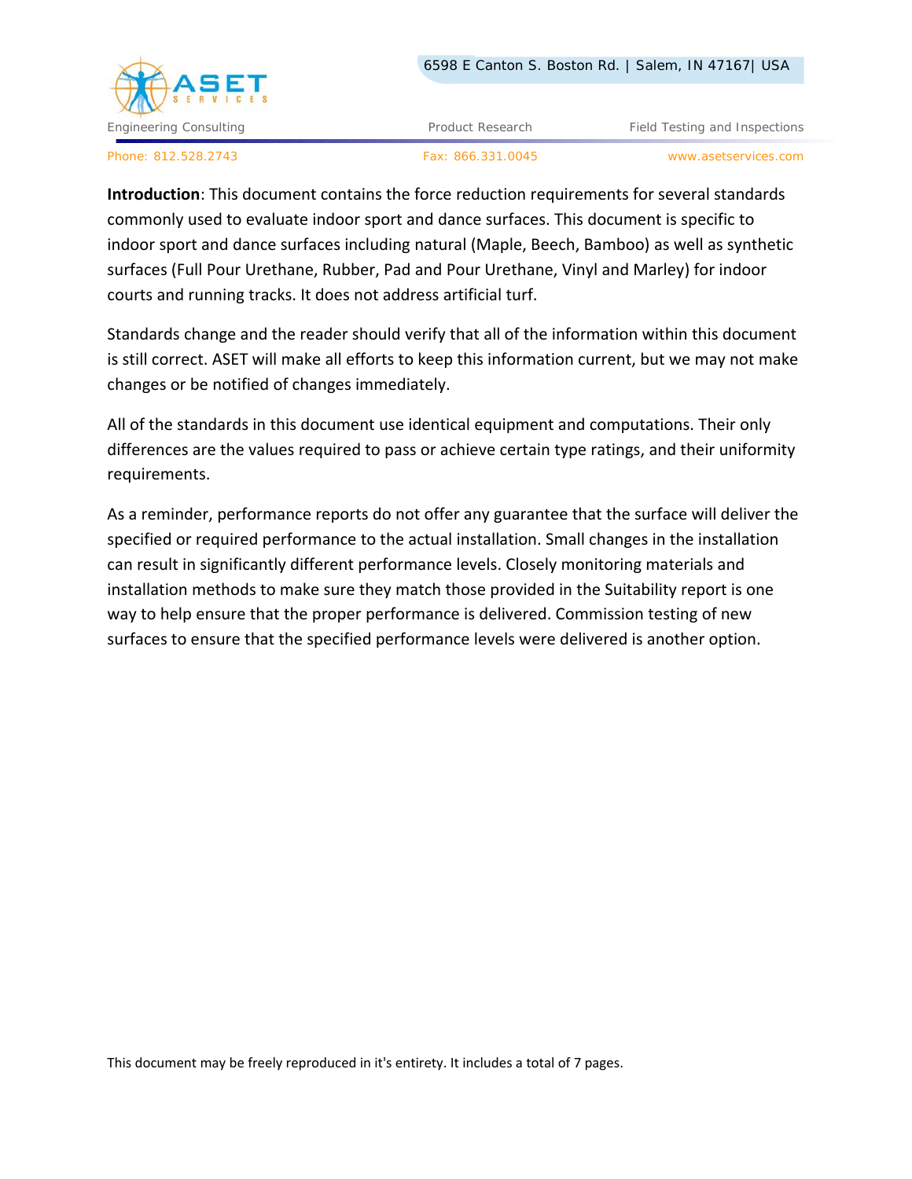ASET SERVICES

6598 E Canton S. Boston Rd. | Salem, IN 47167| USA

Engineering Consulting | Product Research | Field Testing and Inspections

Phone: 812.528.2743 | Fax: 866.331.0045 | www.asetservices.com

**Introduction**: This document contains the force reduction requirements for several standards commonly used to evaluate indoor sport and dance surfaces. This document is specific to indoor sport and dance surfaces including natural (Maple, Beech, Bamboo) as well as synthetic surfaces (Full Pour Urethane, Rubber, Pad and Pour Urethane, Vinyl and Marley) for indoor courts and running tracks. It does not address artificial turf.

Standards change and the reader should verify that all of the information within this document is still correct. ASET will make all efforts to keep this information current, but we may not make changes or be notified of changes immediately.

All of the standards in this document use identical equipment and computations. Their only differences are the values required to pass or achieve certain type ratings, and their uniformity requirements.

As a reminder, performance reports do not offer any guarantee that the surface will deliver the specified or required performance to the actual installation. Small changes in the installation can result in significantly different performance levels. Closely monitoring materials and installation methods to make sure they match those provided in the Suitability report is one way to help ensure that the proper performance is delivered. Commission testing of new surfaces to ensure that the specified performance levels were delivered is another option.

This document may be freely reproduced in it's entirety. It includes a total of 7 pages.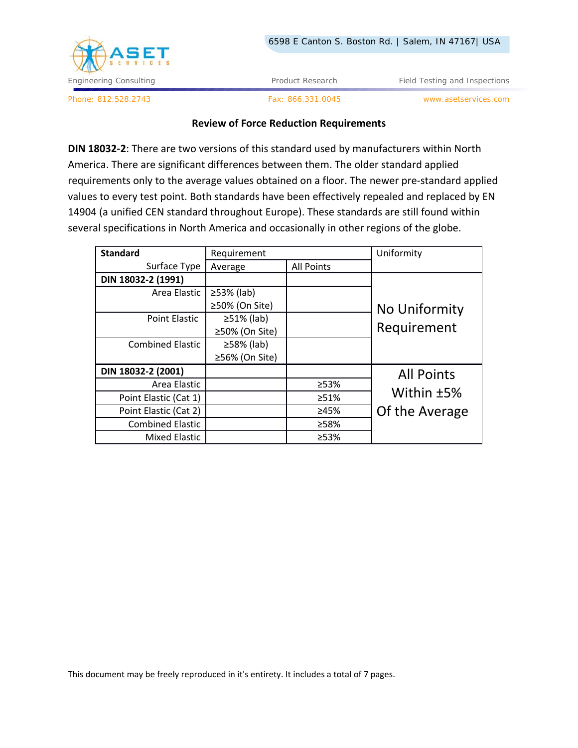## Review of Force Reduction Requirements

**DIN 18032-2**: There are two versions of this standard used by manufacturers within North America. There are significant differences between them. The older standard applied requirements only to the average values obtained on a floor. The newer pre-standard applied values to every test point. Both standards have been effectively repealed and replaced by EN 14904 (a unified CEN standard throughout Europe). These standards are still found within several specifications in North America and occasionally in other regions of the globe.

| **Standard** | Requirement | | Uniformity |
|---|---|---|---|
| Surface Type | Average | All Points | |
| **DIN 18032-2 (1991)** | | | No Uniformity Requirement |
| Area Elastic | ≥53% (lab) ≥50% (On Site) | | |
| Point Elastic | ≥51% (lab) ≥50% (On Site) | | |
| Combined Elastic | ≥58% (lab) ≥56% (On Site) | | |
| **DIN 18032-2 (2001)** | | | All Points Within ±5% Of the Average |
| Area Elastic | | ≥53% | |
| Point Elastic (Cat 1) | | ≥51% | |
| Point Elastic (Cat 2) | | ≥45% | |
| Combined Elastic | | ≥58% | |
| Mixed Elastic | | ≥53% | |

This document may be freely reproduced in it's entirety. It includes a total of 7 pages.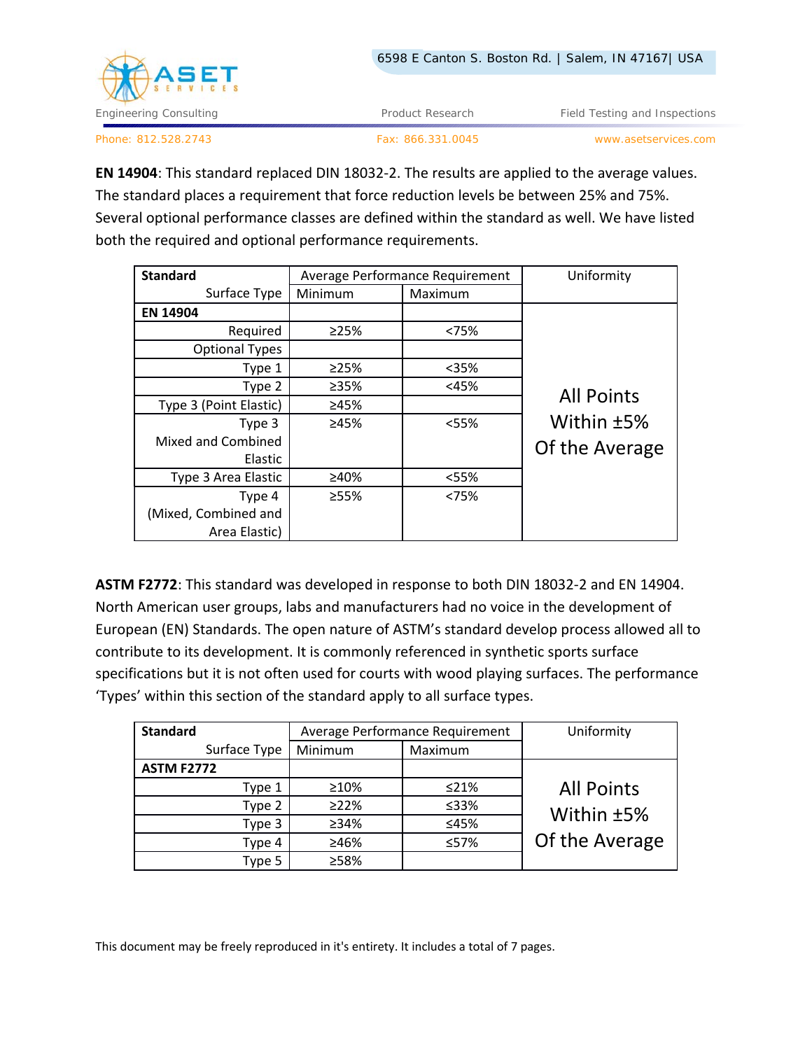**EN 14904**: This standard replaced DIN 18032-2. The results are applied to the average values. The standard places a requirement that force reduction levels be between 25% and 75%. Several optional performance classes are defined within the standard as well. We have listed both the required and optional performance requirements.

| **Standard** | Average Performance Requirement | | Uniformity |
|---|---|---|---|
| Surface Type | Minimum | Maximum | |
| **EN 14904** | | | All Points Within ±5% Of the Average |
| Required | ≥25% | <75% | |
| Optional Types | | | |
| Type 1 | ≥25% | <35% | |
| Type 2 | ≥35% | <45% | |
| Type 3 (Point Elastic) | ≥45% | | |
| Type 3 Mixed and Combined Elastic | ≥45% | <55% | |
| Type 3 Area Elastic | ≥40% | <55% | |
| Type 4 (Mixed, Combined and Area Elastic) | ≥55% | <75% | |

**ASTM F2772**: This standard was developed in response to both DIN 18032-2 and EN 14904. North American user groups, labs and manufacturers had no voice in the development of European (EN) Standards. The open nature of ASTM's standard develop process allowed all to contribute to its development. It is commonly referenced in synthetic sports surface specifications but it is not often used for courts with wood playing surfaces. The performance 'Types' within this section of the standard apply to all surface types.

| **Standard** | Average Performance Requirement | | Uniformity |
|---|---|---|---|
| Surface Type | Minimum | Maximum | |
| **ASTM F2772** | | | All Points Within ±5% Of the Average |
| Type 1 | ≥10% | ≤21% | |
| Type 2 | ≥22% | ≤33% | |
| Type 3 | ≥34% | ≤45% | |
| Type 4 | ≥46% | ≤57% | |
| Type 5 | ≥58% | | |

This document may be freely reproduced in it's entirety. It includes a total of 7 pages.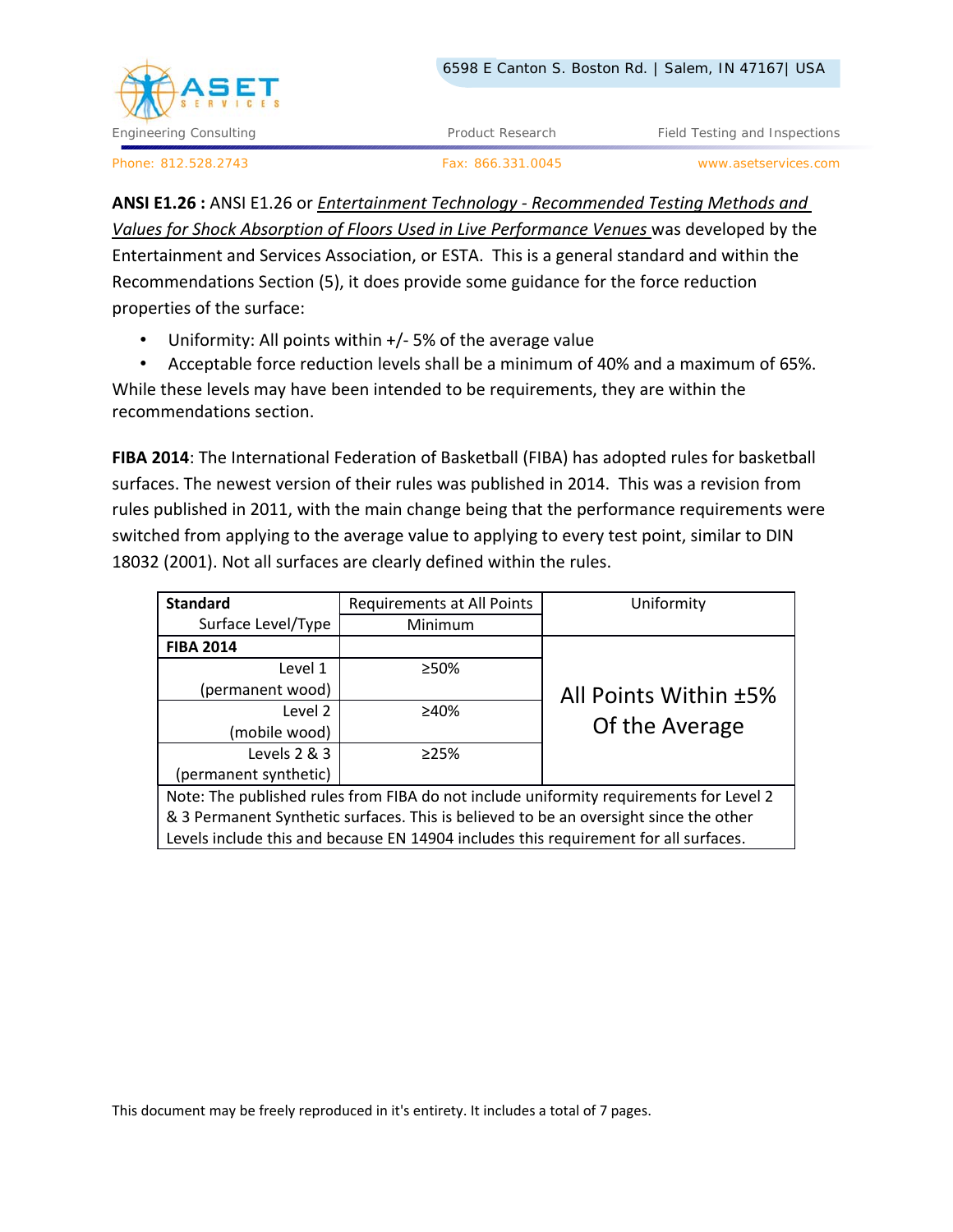**ANSI E1.26 :** ANSI E1.26 or _Entertainment Technology - Recommended Testing Methods and Values for Shock Absorption of Floors Used in Live Performance Venues_ was developed by the Entertainment and Services Association, or ESTA. This is a general standard and within the Recommendations Section (5), it does provide some guidance for the force reduction properties of the surface:

- Uniformity: All points within +/- 5% of the average value
- Acceptable force reduction levels shall be a minimum of 40% and a maximum of 65%.

While these levels may have been intended to be requirements, they are within the recommendations section.

**FIBA 2014**: The International Federation of Basketball (FIBA) has adopted rules for basketball surfaces. The newest version of their rules was published in 2014. This was a revision from rules published in 2011, with the main change being that the performance requirements were switched from applying to the average value to applying to every test point, similar to DIN 18032 (2001). Not all surfaces are clearly defined within the rules.

| **Standard** Surface Level/Type | Requirements at All Points Minimum | Uniformity |
|---|---|---|
| **FIBA 2014** | | |
| Level 1 (permanent wood) | ≥50% | All Points Within ±5% Of the Average |
| Level 2 (mobile wood) | ≥40% | |
| Levels 2 & 3 (permanent synthetic) | ≥25% | |
| Note: The published rules from FIBA do not include uniformity requirements for Level 2 & 3 Permanent Synthetic surfaces. This is believed to be an oversight since the other Levels include this and because EN 14904 includes this requirement for all surfaces. | | |

This document may be freely reproduced in it's entirety. It includes a total of 7 pages.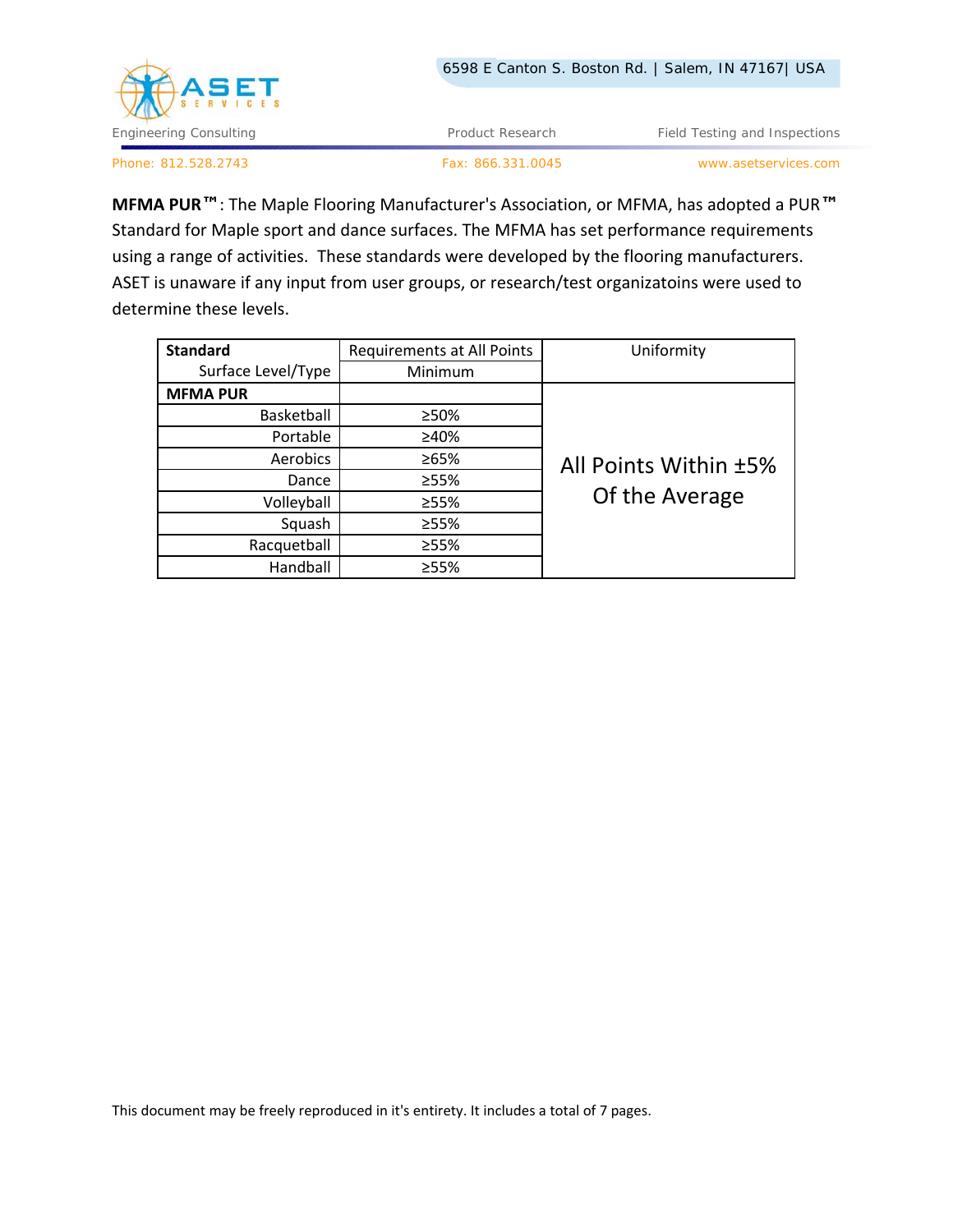**MFMA PUR™**: The Maple Flooring Manufacturer's Association, or MFMA, has adopted a PUR™ Standard for Maple sport and dance surfaces. The MFMA has set performance requirements using a range of activities. These standards were developed by the flooring manufacturers. ASET is unaware if any input from user groups, or research/test organizatoins were used to determine these levels.

| **Standard** Surface Level/Type | Requirements at All Points Minimum | Uniformity |
|---|---|---|
| **MFMA PUR** | | All Points Within ±5% Of the Average |
| Basketball | ≥50% | |
| Portable | ≥40% | |
| Aerobics | ≥65% | |
| Dance | ≥55% | |
| Volleyball | ≥55% | |
| Squash | ≥55% | |
| Racquetball | ≥55% | |
| Handball | ≥55% | |

This document may be freely reproduced in it's entirety. It includes a total of 7 pages.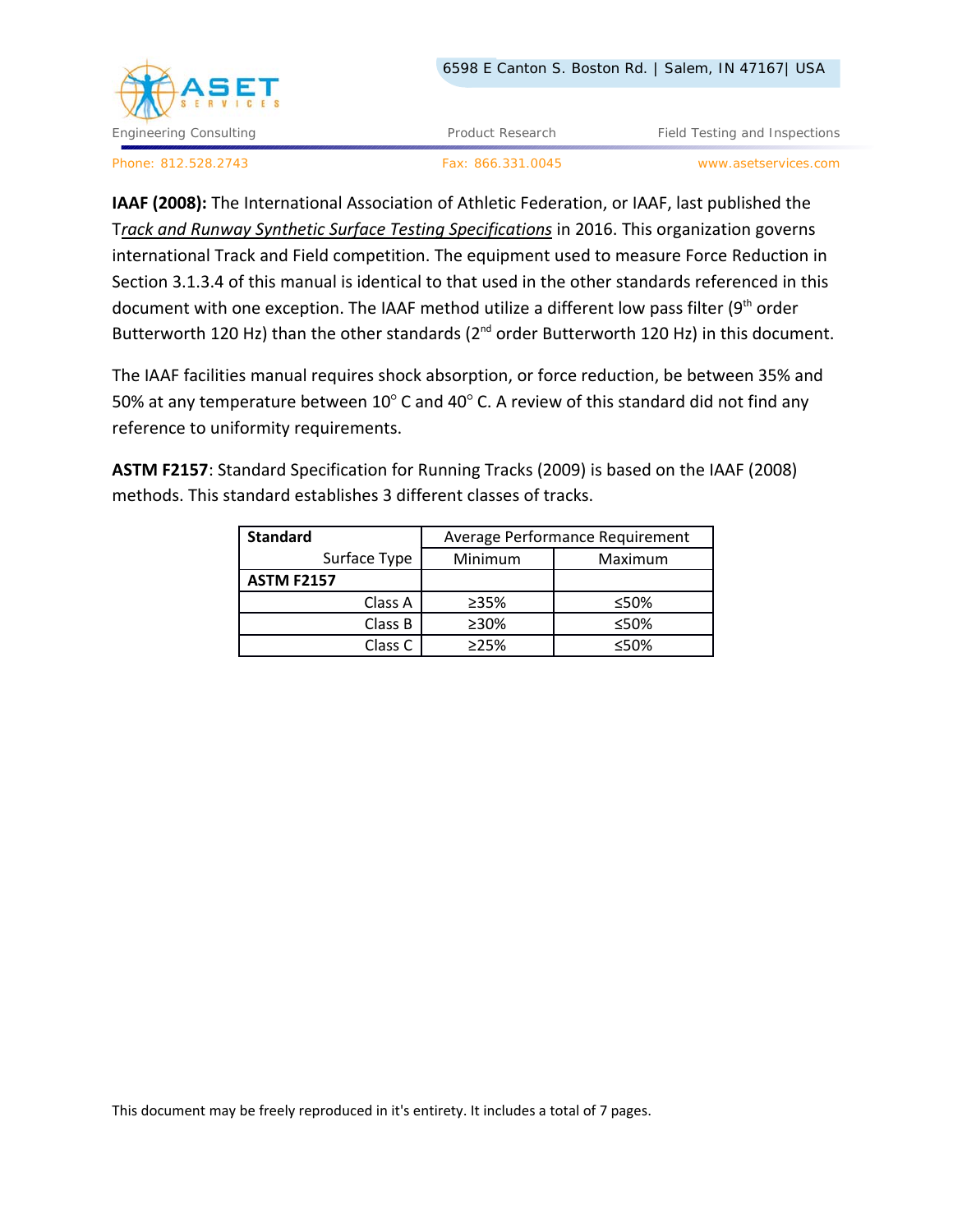**IAAF (2008):** The International Association of Athletic Federation, or IAAF, last published the T*rack and Runway Synthetic Surface Testing Specifications* in 2016. This organization governs international Track and Field competition. The equipment used to measure Force Reduction in Section 3.1.3.4 of this manual is identical to that used in the other standards referenced in this document with one exception. The IAAF method utilize a different low pass filter (9th order Butterworth 120 Hz) than the other standards (2nd order Butterworth 120 Hz) in this document.

The IAAF facilities manual requires shock absorption, or force reduction, be between 35% and 50% at any temperature between 10° C and 40° C. A review of this standard did not find any reference to uniformity requirements.

**ASTM F2157**: Standard Specification for Running Tracks (2009) is based on the IAAF (2008) methods. This standard establishes 3 different classes of tracks.

| **Standard** | Average Performance Requirement | |
|---|---|---|
| Surface Type | Minimum | Maximum |
| **ASTM F2157** | | |
| Class A | ≥35% | ≤50% |
| Class B | ≥30% | ≤50% |
| Class C | ≥25% | ≤50% |

This document may be freely reproduced in it's entirety. It includes a total of 7 pages.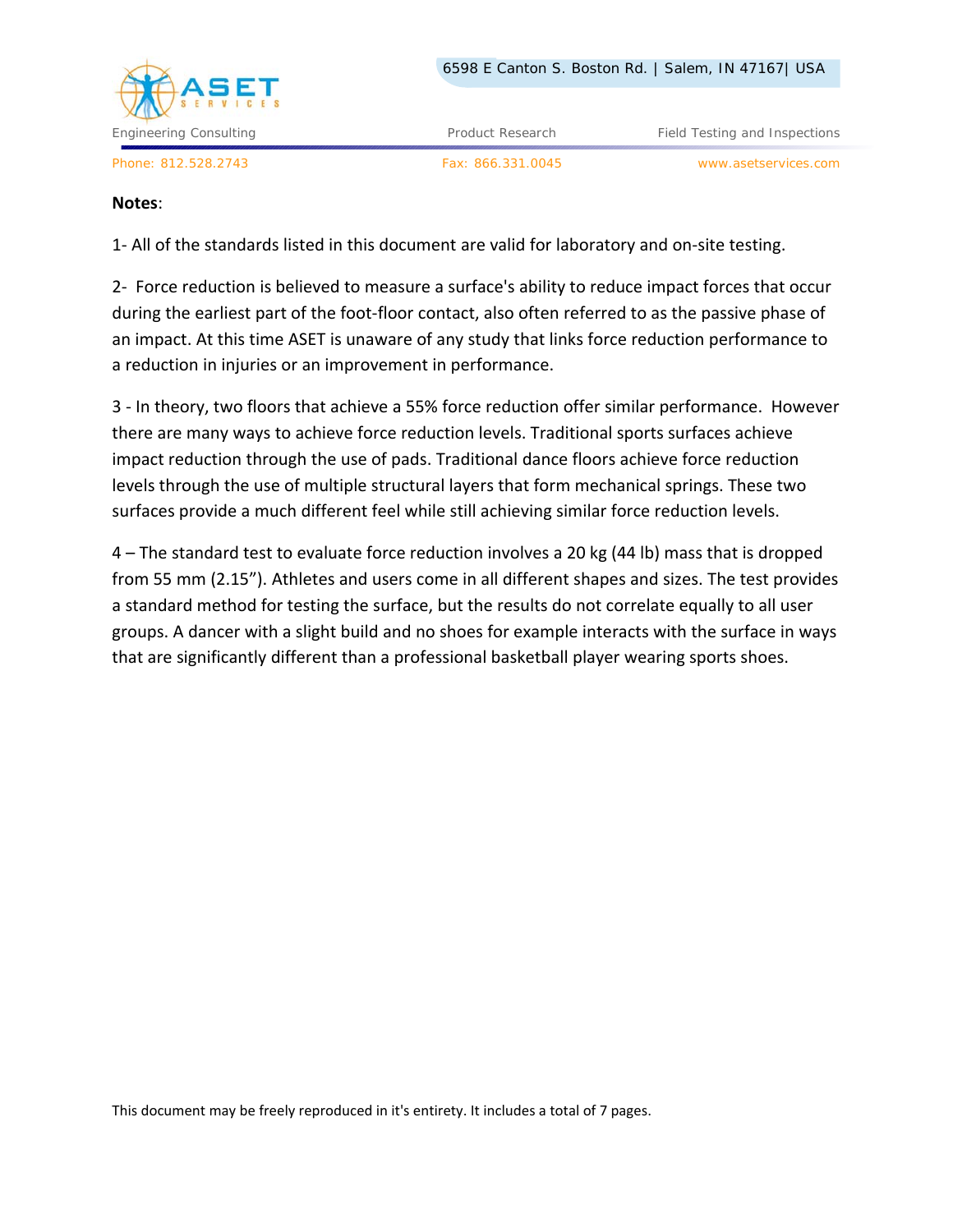**Notes**:

1- All of the standards listed in this document are valid for laboratory and on-site testing.

2- Force reduction is believed to measure a surface's ability to reduce impact forces that occur during the earliest part of the foot-floor contact, also often referred to as the passive phase of an impact. At this time ASET is unaware of any study that links force reduction performance to a reduction in injuries or an improvement in performance.

3 - In theory, two floors that achieve a 55% force reduction offer similar performance. However there are many ways to achieve force reduction levels. Traditional sports surfaces achieve impact reduction through the use of pads. Traditional dance floors achieve force reduction levels through the use of multiple structural layers that form mechanical springs. These two surfaces provide a much different feel while still achieving similar force reduction levels.

4 – The standard test to evaluate force reduction involves a 20 kg (44 lb) mass that is dropped from 55 mm (2.15”). Athletes and users come in all different shapes and sizes. The test provides a standard method for testing the surface, but the results do not correlate equally to all user groups. A dancer with a slight build and no shoes for example interacts with the surface in ways that are significantly different than a professional basketball player wearing sports shoes.